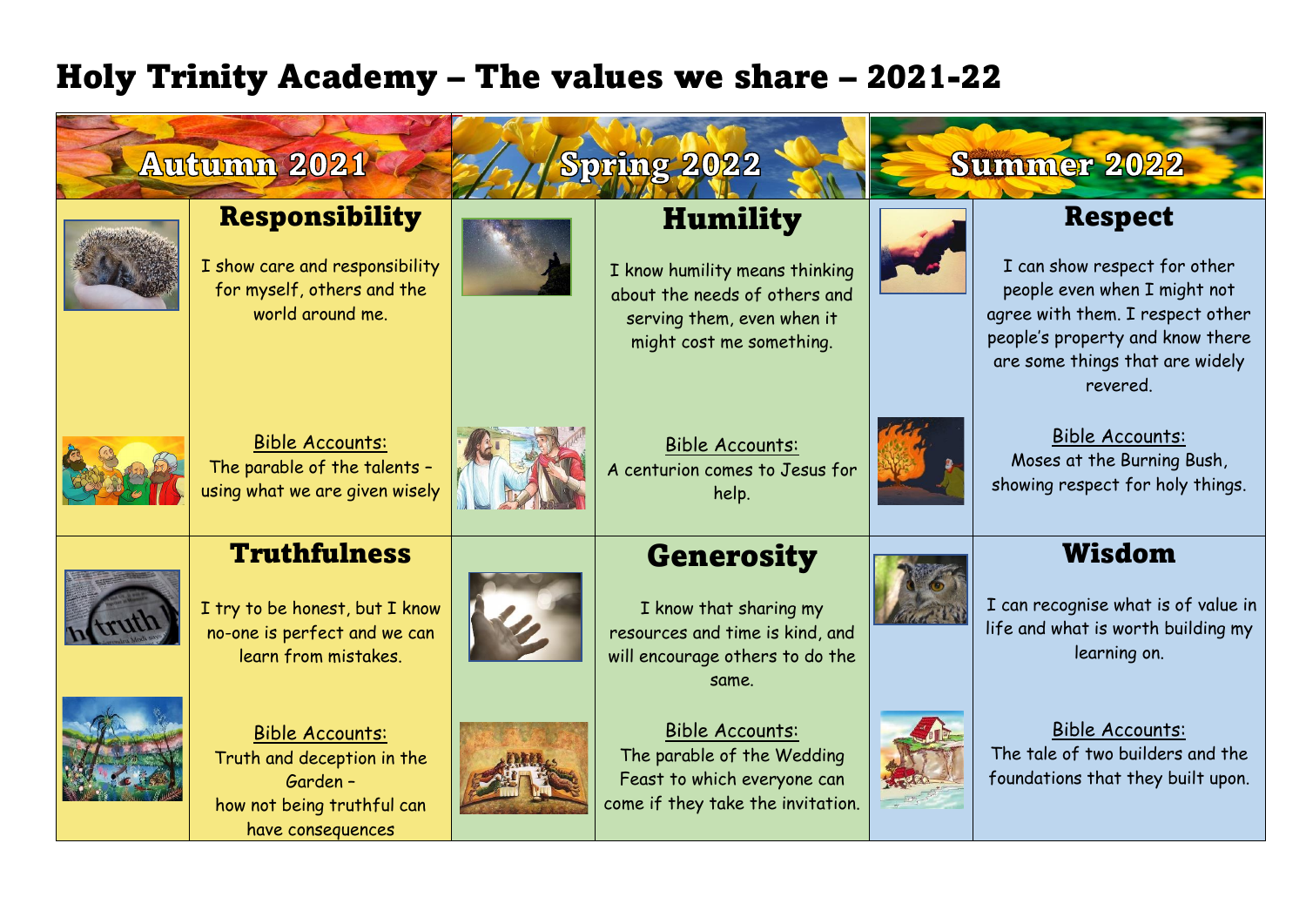# Holy Trinity Academy – The values we share – 2021-22

| Autumn 2021 | Spring 2022 | Summer 2022 |
|---|---|---|
| **Responsibility**<br><br>I show care and responsibility for myself, others and the world around me.<br><br><u>Bible Accounts:</u><br>The parable of the talents – using what we are given wisely | **Humility**<br><br>I know humility means thinking about the needs of others and serving them, even when it might cost me something.<br><br><u>Bible Accounts:</u><br>A centurion comes to Jesus for help. | **Respect**<br><br>I can show respect for other people even when I might not agree with them. I respect other people's property and know there are some things that are widely revered.<br><br><u>Bible Accounts:</u><br>Moses at the Burning Bush, showing respect for holy things. |
| **Truthfulness**<br><br>I try to be honest, but I know no-one is perfect and we can learn from mistakes.<br><br><u>Bible Accounts:</u><br>Truth and deception in the Garden –<br>how not being truthful can have consequences | **Generosity**<br><br>I know that sharing my resources and time is kind, and will encourage others to do the same.<br><br><u>Bible Accounts:</u><br>The parable of the Wedding Feast to which everyone can come if they take the invitation. | **Wisdom**<br><br>I can recognise what is of value in life and what is worth building my learning on.<br><br><u>Bible Accounts:</u><br>The tale of two builders and the foundations that they built upon. |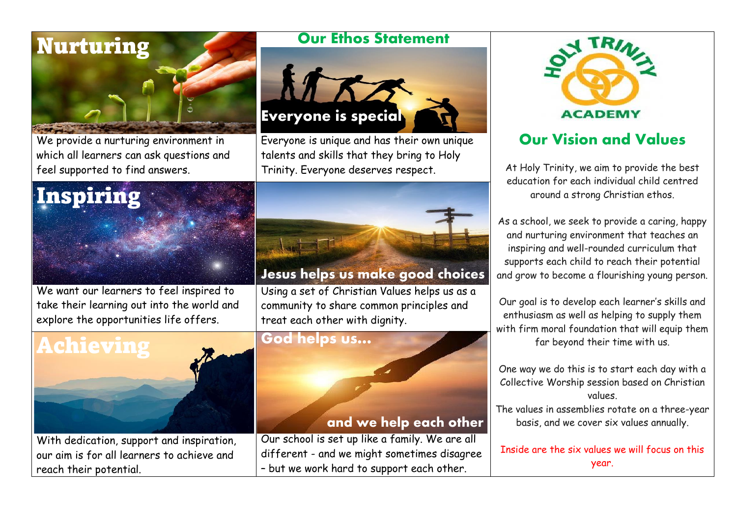# Nurturing

We provide a nurturing environment in which all learners can ask questions and feel supported to find answers.

# Inspiring

We want our learners to feel inspired to take their learning out into the world and explore the opportunities life offers.

# Achieving

With dedication, support and inspiration, our aim is for all learners to achieve and reach their potential.

## Our Ethos Statement

**Everyone is special**

Everyone is unique and has their own unique talents and skills that they bring to Holy Trinity. Everyone deserves respect.

**Jesus helps us make good choices**

Using a set of Christian Values helps us as a community to share common principles and treat each other with dignity.

**God helps us... and we help each other**

Our school is set up like a family. We are all different - and we might sometimes disagree – but we work hard to support each other.

HOLY TRINITY ACADEMY

## Our Vision and Values

At Holy Trinity, we aim to provide the best education for each individual child centred around a strong Christian ethos.

As a school, we seek to provide a caring, happy and nurturing environment that teaches an inspiring and well-rounded curriculum that supports each child to reach their potential and grow to become a flourishing young person.

Our goal is to develop each learner's skills and enthusiasm as well as helping to supply them with firm moral foundation that will equip them far beyond their time with us.

One way we do this is to start each day with a Collective Worship session based on Christian values.
The values in assemblies rotate on a three-year basis, and we cover six values annually.

Inside are the six values we will focus on this year.